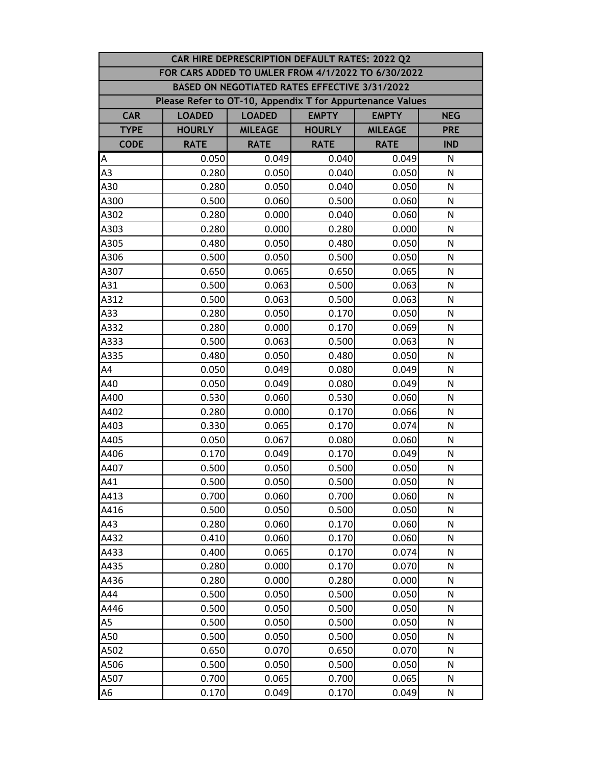| CAR HIRE DEPRESCRIPTION DEFAULT RATES: 2022 Q2 | | | | | |
|---|---|---|---|---|---|
| FOR CARS ADDED TO UMLER FROM 4/1/2022 TO 6/30/2022 | | | | | |
| BASED ON NEGOTIATED RATES EFFECTIVE 3/31/2022 | | | | | |
| Please Refer to OT-10, Appendix T for Appurtenance Values | | | | | |
| **CAR TYPE CODE** | **LOADED HOURLY RATE** | **LOADED MILEAGE RATE** | **EMPTY HOURLY RATE** | **EMPTY MILEAGE RATE** | **NEG PRE IND** |
| A | 0.050 | 0.049 | 0.040 | 0.049 | N |
| A3 | 0.280 | 0.050 | 0.040 | 0.050 | N |
| A30 | 0.280 | 0.050 | 0.040 | 0.050 | N |
| A300 | 0.500 | 0.060 | 0.500 | 0.060 | N |
| A302 | 0.280 | 0.000 | 0.040 | 0.060 | N |
| A303 | 0.280 | 0.000 | 0.280 | 0.000 | N |
| A305 | 0.480 | 0.050 | 0.480 | 0.050 | N |
| A306 | 0.500 | 0.050 | 0.500 | 0.050 | N |
| A307 | 0.650 | 0.065 | 0.650 | 0.065 | N |
| A31 | 0.500 | 0.063 | 0.500 | 0.063 | N |
| A312 | 0.500 | 0.063 | 0.500 | 0.063 | N |
| A33 | 0.280 | 0.050 | 0.170 | 0.050 | N |
| A332 | 0.280 | 0.000 | 0.170 | 0.069 | N |
| A333 | 0.500 | 0.063 | 0.500 | 0.063 | N |
| A335 | 0.480 | 0.050 | 0.480 | 0.050 | N |
| A4 | 0.050 | 0.049 | 0.080 | 0.049 | N |
| A40 | 0.050 | 0.049 | 0.080 | 0.049 | N |
| A400 | 0.530 | 0.060 | 0.530 | 0.060 | N |
| A402 | 0.280 | 0.000 | 0.170 | 0.066 | N |
| A403 | 0.330 | 0.065 | 0.170 | 0.074 | N |
| A405 | 0.050 | 0.067 | 0.080 | 0.060 | N |
| A406 | 0.170 | 0.049 | 0.170 | 0.049 | N |
| A407 | 0.500 | 0.050 | 0.500 | 0.050 | N |
| A41 | 0.500 | 0.050 | 0.500 | 0.050 | N |
| A413 | 0.700 | 0.060 | 0.700 | 0.060 | N |
| A416 | 0.500 | 0.050 | 0.500 | 0.050 | N |
| A43 | 0.280 | 0.060 | 0.170 | 0.060 | N |
| A432 | 0.410 | 0.060 | 0.170 | 0.060 | N |
| A433 | 0.400 | 0.065 | 0.170 | 0.074 | N |
| A435 | 0.280 | 0.000 | 0.170 | 0.070 | N |
| A436 | 0.280 | 0.000 | 0.280 | 0.000 | N |
| A44 | 0.500 | 0.050 | 0.500 | 0.050 | N |
| A446 | 0.500 | 0.050 | 0.500 | 0.050 | N |
| A5 | 0.500 | 0.050 | 0.500 | 0.050 | N |
| A50 | 0.500 | 0.050 | 0.500 | 0.050 | N |
| A502 | 0.650 | 0.070 | 0.650 | 0.070 | N |
| A506 | 0.500 | 0.050 | 0.500 | 0.050 | N |
| A507 | 0.700 | 0.065 | 0.700 | 0.065 | N |
| A6 | 0.170 | 0.049 | 0.170 | 0.049 | N |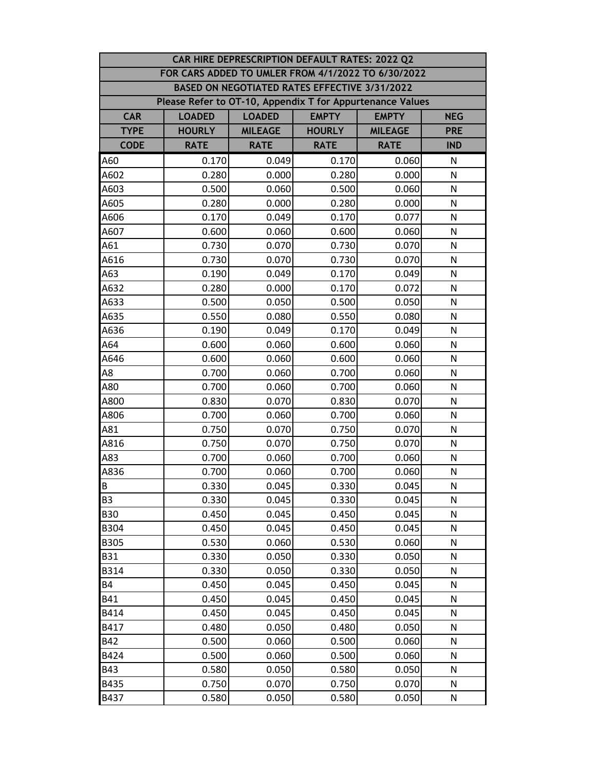| CAR HIRE DEPRESCRIPTION DEFAULT RATES: 2022 Q2 | | | | | |
|---|---|---|---|---|---|
| FOR CARS ADDED TO UMLER FROM 4/1/2022 TO 6/30/2022 | | | | | |
| BASED ON NEGOTIATED RATES EFFECTIVE 3/31/2022 | | | | | |
| Please Refer to OT-10, Appendix T for Appurtenance Values | | | | | |
| CAR TYPE CODE | LOADED HOURLY RATE | LOADED MILEAGE RATE | EMPTY HOURLY RATE | EMPTY MILEAGE RATE | NEG PRE IND |
| A60 | 0.170 | 0.049 | 0.170 | 0.060 | N |
| A602 | 0.280 | 0.000 | 0.280 | 0.000 | N |
| A603 | 0.500 | 0.060 | 0.500 | 0.060 | N |
| A605 | 0.280 | 0.000 | 0.280 | 0.000 | N |
| A606 | 0.170 | 0.049 | 0.170 | 0.077 | N |
| A607 | 0.600 | 0.060 | 0.600 | 0.060 | N |
| A61 | 0.730 | 0.070 | 0.730 | 0.070 | N |
| A616 | 0.730 | 0.070 | 0.730 | 0.070 | N |
| A63 | 0.190 | 0.049 | 0.170 | 0.049 | N |
| A632 | 0.280 | 0.000 | 0.170 | 0.072 | N |
| A633 | 0.500 | 0.050 | 0.500 | 0.050 | N |
| A635 | 0.550 | 0.080 | 0.550 | 0.080 | N |
| A636 | 0.190 | 0.049 | 0.170 | 0.049 | N |
| A64 | 0.600 | 0.060 | 0.600 | 0.060 | N |
| A646 | 0.600 | 0.060 | 0.600 | 0.060 | N |
| A8 | 0.700 | 0.060 | 0.700 | 0.060 | N |
| A80 | 0.700 | 0.060 | 0.700 | 0.060 | N |
| A800 | 0.830 | 0.070 | 0.830 | 0.070 | N |
| A806 | 0.700 | 0.060 | 0.700 | 0.060 | N |
| A81 | 0.750 | 0.070 | 0.750 | 0.070 | N |
| A816 | 0.750 | 0.070 | 0.750 | 0.070 | N |
| A83 | 0.700 | 0.060 | 0.700 | 0.060 | N |
| A836 | 0.700 | 0.060 | 0.700 | 0.060 | N |
| B | 0.330 | 0.045 | 0.330 | 0.045 | N |
| B3 | 0.330 | 0.045 | 0.330 | 0.045 | N |
| B30 | 0.450 | 0.045 | 0.450 | 0.045 | N |
| B304 | 0.450 | 0.045 | 0.450 | 0.045 | N |
| B305 | 0.530 | 0.060 | 0.530 | 0.060 | N |
| B31 | 0.330 | 0.050 | 0.330 | 0.050 | N |
| B314 | 0.330 | 0.050 | 0.330 | 0.050 | N |
| B4 | 0.450 | 0.045 | 0.450 | 0.045 | N |
| B41 | 0.450 | 0.045 | 0.450 | 0.045 | N |
| B414 | 0.450 | 0.045 | 0.450 | 0.045 | N |
| B417 | 0.480 | 0.050 | 0.480 | 0.050 | N |
| B42 | 0.500 | 0.060 | 0.500 | 0.060 | N |
| B424 | 0.500 | 0.060 | 0.500 | 0.060 | N |
| B43 | 0.580 | 0.050 | 0.580 | 0.050 | N |
| B435 | 0.750 | 0.070 | 0.750 | 0.070 | N |
| B437 | 0.580 | 0.050 | 0.580 | 0.050 | N |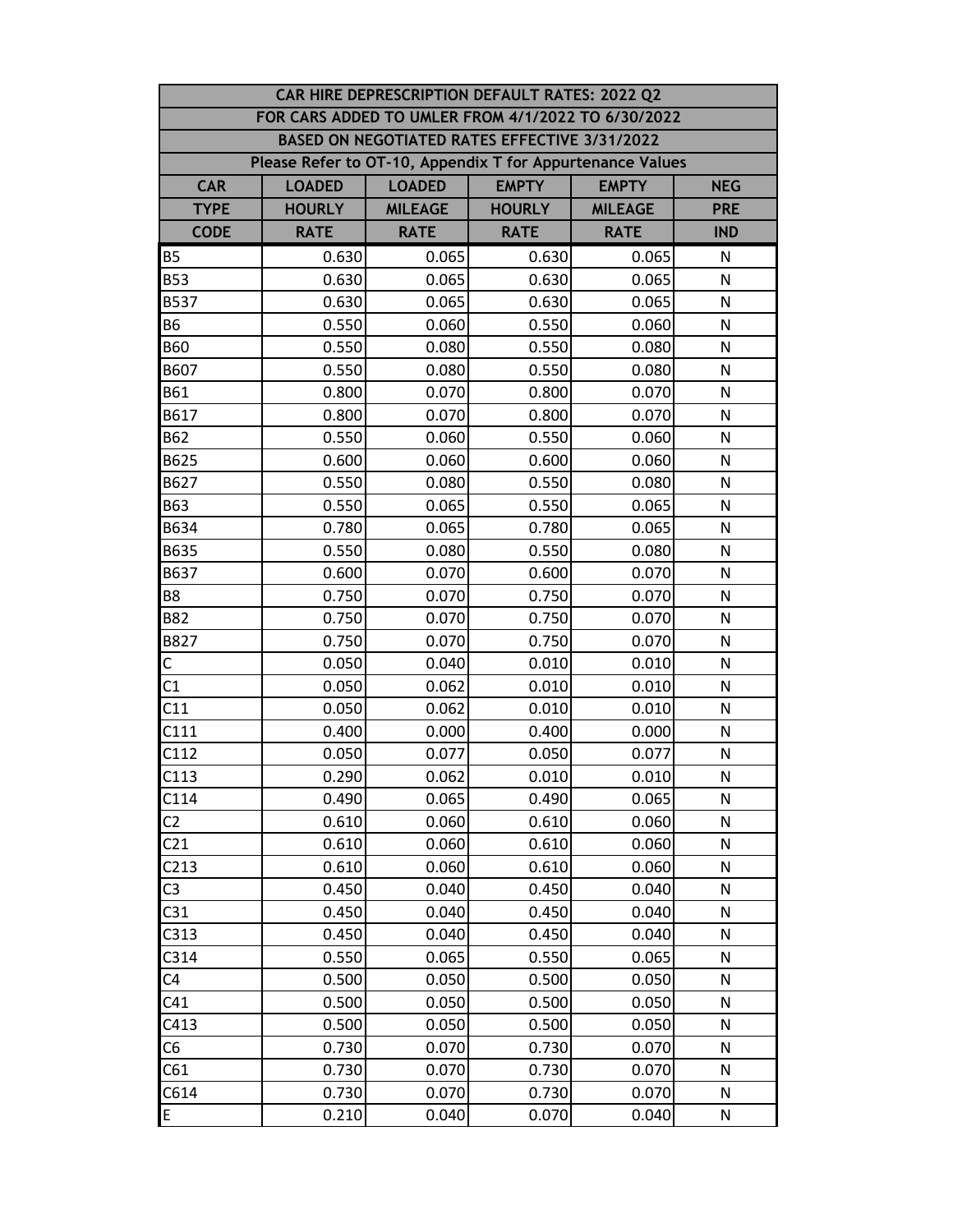| CAR HIRE DEPRESCRIPTION DEFAULT RATES: 2022 Q2 | | | | | |
|---|---|---|---|---|---|
| FOR CARS ADDED TO UMLER FROM 4/1/2022 TO 6/30/2022 | | | | | |
| BASED ON NEGOTIATED RATES EFFECTIVE 3/31/2022 | | | | | |
| Please Refer to OT-10, Appendix T for Appurtenance Values | | | | | |
| CAR TYPE CODE | LOADED HOURLY RATE | LOADED MILEAGE RATE | EMPTY HOURLY RATE | EMPTY MILEAGE RATE | NEG PRE IND |
| B5 | 0.630 | 0.065 | 0.630 | 0.065 | N |
| B53 | 0.630 | 0.065 | 0.630 | 0.065 | N |
| B537 | 0.630 | 0.065 | 0.630 | 0.065 | N |
| B6 | 0.550 | 0.060 | 0.550 | 0.060 | N |
| B60 | 0.550 | 0.080 | 0.550 | 0.080 | N |
| B607 | 0.550 | 0.080 | 0.550 | 0.080 | N |
| B61 | 0.800 | 0.070 | 0.800 | 0.070 | N |
| B617 | 0.800 | 0.070 | 0.800 | 0.070 | N |
| B62 | 0.550 | 0.060 | 0.550 | 0.060 | N |
| B625 | 0.600 | 0.060 | 0.600 | 0.060 | N |
| B627 | 0.550 | 0.080 | 0.550 | 0.080 | N |
| B63 | 0.550 | 0.065 | 0.550 | 0.065 | N |
| B634 | 0.780 | 0.065 | 0.780 | 0.065 | N |
| B635 | 0.550 | 0.080 | 0.550 | 0.080 | N |
| B637 | 0.600 | 0.070 | 0.600 | 0.070 | N |
| B8 | 0.750 | 0.070 | 0.750 | 0.070 | N |
| B82 | 0.750 | 0.070 | 0.750 | 0.070 | N |
| B827 | 0.750 | 0.070 | 0.750 | 0.070 | N |
| C | 0.050 | 0.040 | 0.010 | 0.010 | N |
| C1 | 0.050 | 0.062 | 0.010 | 0.010 | N |
| C11 | 0.050 | 0.062 | 0.010 | 0.010 | N |
| C111 | 0.400 | 0.000 | 0.400 | 0.000 | N |
| C112 | 0.050 | 0.077 | 0.050 | 0.077 | N |
| C113 | 0.290 | 0.062 | 0.010 | 0.010 | N |
| C114 | 0.490 | 0.065 | 0.490 | 0.065 | N |
| C2 | 0.610 | 0.060 | 0.610 | 0.060 | N |
| C21 | 0.610 | 0.060 | 0.610 | 0.060 | N |
| C213 | 0.610 | 0.060 | 0.610 | 0.060 | N |
| C3 | 0.450 | 0.040 | 0.450 | 0.040 | N |
| C31 | 0.450 | 0.040 | 0.450 | 0.040 | N |
| C313 | 0.450 | 0.040 | 0.450 | 0.040 | N |
| C314 | 0.550 | 0.065 | 0.550 | 0.065 | N |
| C4 | 0.500 | 0.050 | 0.500 | 0.050 | N |
| C41 | 0.500 | 0.050 | 0.500 | 0.050 | N |
| C413 | 0.500 | 0.050 | 0.500 | 0.050 | N |
| C6 | 0.730 | 0.070 | 0.730 | 0.070 | N |
| C61 | 0.730 | 0.070 | 0.730 | 0.070 | N |
| C614 | 0.730 | 0.070 | 0.730 | 0.070 | N |
| E | 0.210 | 0.040 | 0.070 | 0.040 | N |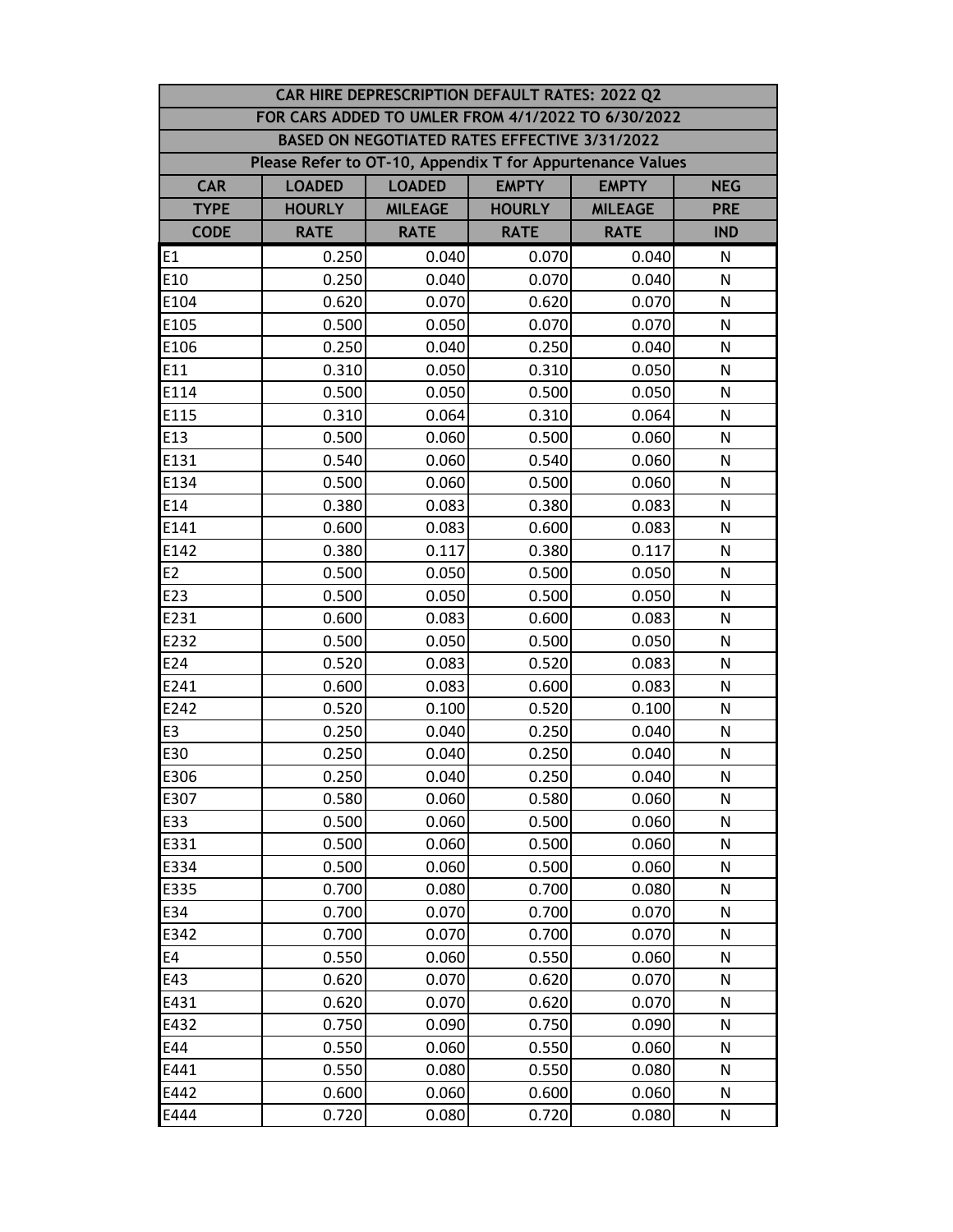| CAR HIRE DEPRESCRIPTION DEFAULT RATES: 2022 Q2 | | | | | |
|---|---|---|---|---|---|
| FOR CARS ADDED TO UMLER FROM 4/1/2022 TO 6/30/2022 | | | | | |
| BASED ON NEGOTIATED RATES EFFECTIVE 3/31/2022 | | | | | |
| Please Refer to OT-10, Appendix T for Appurtenance Values | | | | | |
| **CAR TYPE CODE** | **LOADED HOURLY RATE** | **LOADED MILEAGE RATE** | **EMPTY HOURLY RATE** | **EMPTY MILEAGE RATE** | **NEG PRE IND** |
| E1 | 0.250 | 0.040 | 0.070 | 0.040 | N |
| E10 | 0.250 | 0.040 | 0.070 | 0.040 | N |
| E104 | 0.620 | 0.070 | 0.620 | 0.070 | N |
| E105 | 0.500 | 0.050 | 0.070 | 0.070 | N |
| E106 | 0.250 | 0.040 | 0.250 | 0.040 | N |
| E11 | 0.310 | 0.050 | 0.310 | 0.050 | N |
| E114 | 0.500 | 0.050 | 0.500 | 0.050 | N |
| E115 | 0.310 | 0.064 | 0.310 | 0.064 | N |
| E13 | 0.500 | 0.060 | 0.500 | 0.060 | N |
| E131 | 0.540 | 0.060 | 0.540 | 0.060 | N |
| E134 | 0.500 | 0.060 | 0.500 | 0.060 | N |
| E14 | 0.380 | 0.083 | 0.380 | 0.083 | N |
| E141 | 0.600 | 0.083 | 0.600 | 0.083 | N |
| E142 | 0.380 | 0.117 | 0.380 | 0.117 | N |
| E2 | 0.500 | 0.050 | 0.500 | 0.050 | N |
| E23 | 0.500 | 0.050 | 0.500 | 0.050 | N |
| E231 | 0.600 | 0.083 | 0.600 | 0.083 | N |
| E232 | 0.500 | 0.050 | 0.500 | 0.050 | N |
| E24 | 0.520 | 0.083 | 0.520 | 0.083 | N |
| E241 | 0.600 | 0.083 | 0.600 | 0.083 | N |
| E242 | 0.520 | 0.100 | 0.520 | 0.100 | N |
| E3 | 0.250 | 0.040 | 0.250 | 0.040 | N |
| E30 | 0.250 | 0.040 | 0.250 | 0.040 | N |
| E306 | 0.250 | 0.040 | 0.250 | 0.040 | N |
| E307 | 0.580 | 0.060 | 0.580 | 0.060 | N |
| E33 | 0.500 | 0.060 | 0.500 | 0.060 | N |
| E331 | 0.500 | 0.060 | 0.500 | 0.060 | N |
| E334 | 0.500 | 0.060 | 0.500 | 0.060 | N |
| E335 | 0.700 | 0.080 | 0.700 | 0.080 | N |
| E34 | 0.700 | 0.070 | 0.700 | 0.070 | N |
| E342 | 0.700 | 0.070 | 0.700 | 0.070 | N |
| E4 | 0.550 | 0.060 | 0.550 | 0.060 | N |
| E43 | 0.620 | 0.070 | 0.620 | 0.070 | N |
| E431 | 0.620 | 0.070 | 0.620 | 0.070 | N |
| E432 | 0.750 | 0.090 | 0.750 | 0.090 | N |
| E44 | 0.550 | 0.060 | 0.550 | 0.060 | N |
| E441 | 0.550 | 0.080 | 0.550 | 0.080 | N |
| E442 | 0.600 | 0.060 | 0.600 | 0.060 | N |
| E444 | 0.720 | 0.080 | 0.720 | 0.080 | N |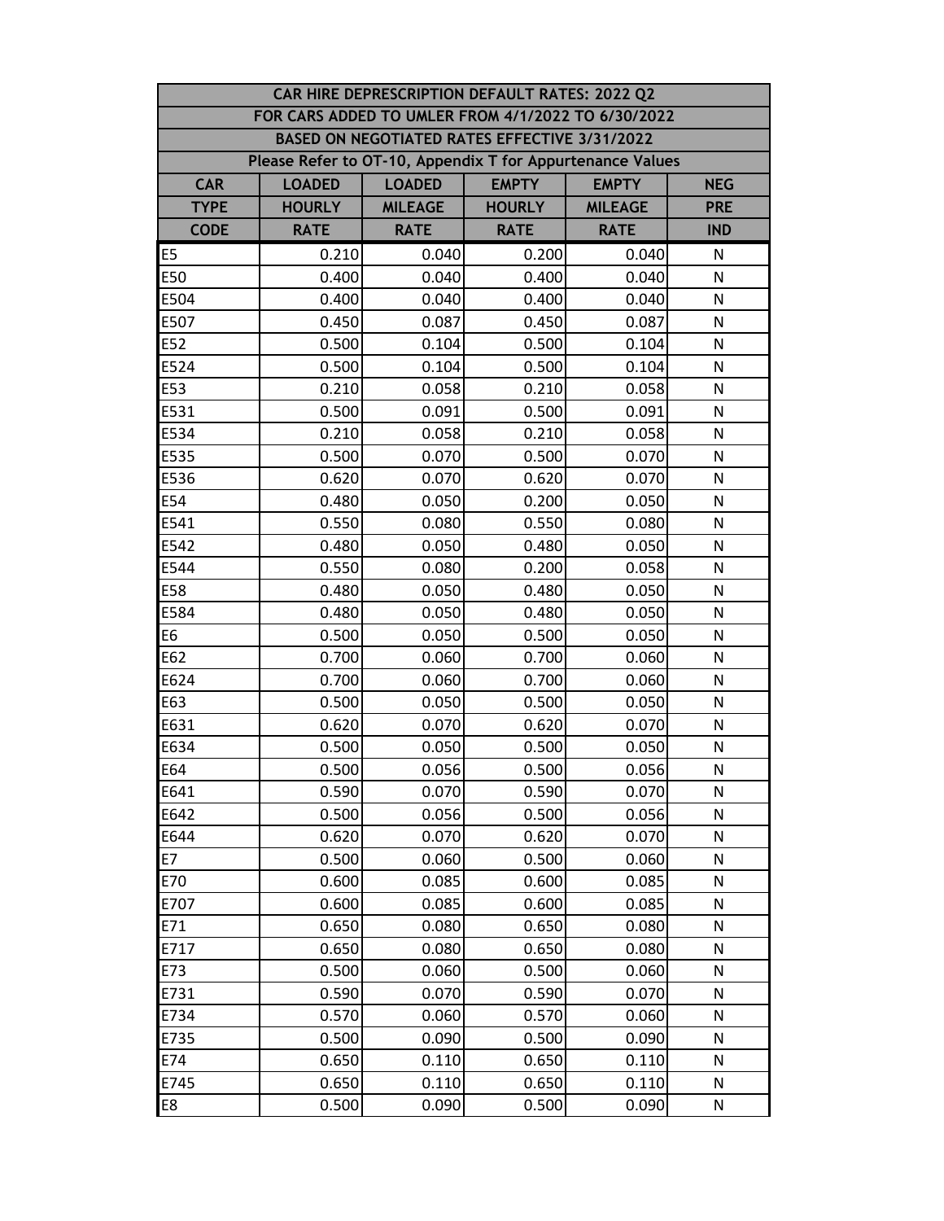| CAR HIRE DEPRESCRIPTION DEFAULT RATES: 2022 Q2 | | | | | |
|---|---|---|---|---|---|
| FOR CARS ADDED TO UMLER FROM 4/1/2022 TO 6/30/2022 | | | | | |
| BASED ON NEGOTIATED RATES EFFECTIVE 3/31/2022 | | | | | |
| Please Refer to OT-10, Appendix T for Appurtenance Values | | | | | |
| CAR TYPE CODE | LOADED HOURLY RATE | LOADED MILEAGE RATE | EMPTY HOURLY RATE | EMPTY MILEAGE RATE | NEG PRE IND |
| E5 | 0.210 | 0.040 | 0.200 | 0.040 | N |
| E50 | 0.400 | 0.040 | 0.400 | 0.040 | N |
| E504 | 0.400 | 0.040 | 0.400 | 0.040 | N |
| E507 | 0.450 | 0.087 | 0.450 | 0.087 | N |
| E52 | 0.500 | 0.104 | 0.500 | 0.104 | N |
| E524 | 0.500 | 0.104 | 0.500 | 0.104 | N |
| E53 | 0.210 | 0.058 | 0.210 | 0.058 | N |
| E531 | 0.500 | 0.091 | 0.500 | 0.091 | N |
| E534 | 0.210 | 0.058 | 0.210 | 0.058 | N |
| E535 | 0.500 | 0.070 | 0.500 | 0.070 | N |
| E536 | 0.620 | 0.070 | 0.620 | 0.070 | N |
| E54 | 0.480 | 0.050 | 0.200 | 0.050 | N |
| E541 | 0.550 | 0.080 | 0.550 | 0.080 | N |
| E542 | 0.480 | 0.050 | 0.480 | 0.050 | N |
| E544 | 0.550 | 0.080 | 0.200 | 0.058 | N |
| E58 | 0.480 | 0.050 | 0.480 | 0.050 | N |
| E584 | 0.480 | 0.050 | 0.480 | 0.050 | N |
| E6 | 0.500 | 0.050 | 0.500 | 0.050 | N |
| E62 | 0.700 | 0.060 | 0.700 | 0.060 | N |
| E624 | 0.700 | 0.060 | 0.700 | 0.060 | N |
| E63 | 0.500 | 0.050 | 0.500 | 0.050 | N |
| E631 | 0.620 | 0.070 | 0.620 | 0.070 | N |
| E634 | 0.500 | 0.050 | 0.500 | 0.050 | N |
| E64 | 0.500 | 0.056 | 0.500 | 0.056 | N |
| E641 | 0.590 | 0.070 | 0.590 | 0.070 | N |
| E642 | 0.500 | 0.056 | 0.500 | 0.056 | N |
| E644 | 0.620 | 0.070 | 0.620 | 0.070 | N |
| E7 | 0.500 | 0.060 | 0.500 | 0.060 | N |
| E70 | 0.600 | 0.085 | 0.600 | 0.085 | N |
| E707 | 0.600 | 0.085 | 0.600 | 0.085 | N |
| E71 | 0.650 | 0.080 | 0.650 | 0.080 | N |
| E717 | 0.650 | 0.080 | 0.650 | 0.080 | N |
| E73 | 0.500 | 0.060 | 0.500 | 0.060 | N |
| E731 | 0.590 | 0.070 | 0.590 | 0.070 | N |
| E734 | 0.570 | 0.060 | 0.570 | 0.060 | N |
| E735 | 0.500 | 0.090 | 0.500 | 0.090 | N |
| E74 | 0.650 | 0.110 | 0.650 | 0.110 | N |
| E745 | 0.650 | 0.110 | 0.650 | 0.110 | N |
| E8 | 0.500 | 0.090 | 0.500 | 0.090 | N |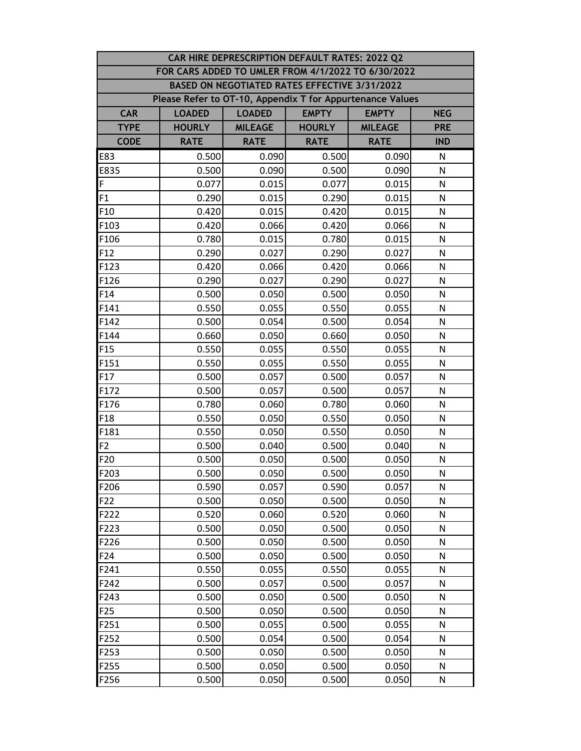| CAR HIRE DEPRESCRIPTION DEFAULT RATES: 2022 Q2 | | | | | |
|---|---|---|---|---|---|
| FOR CARS ADDED TO UMLER FROM 4/1/2022 TO 6/30/2022 | | | | | |
| BASED ON NEGOTIATED RATES EFFECTIVE 3/31/2022 | | | | | |
| Please Refer to OT-10, Appendix T for Appurtenance Values | | | | | |
| CAR TYPE CODE | LOADED HOURLY RATE | LOADED MILEAGE RATE | EMPTY HOURLY RATE | EMPTY MILEAGE RATE | NEG PRE IND |
| E83 | 0.500 | 0.090 | 0.500 | 0.090 | N |
| E835 | 0.500 | 0.090 | 0.500 | 0.090 | N |
| F | 0.077 | 0.015 | 0.077 | 0.015 | N |
| F1 | 0.290 | 0.015 | 0.290 | 0.015 | N |
| F10 | 0.420 | 0.015 | 0.420 | 0.015 | N |
| F103 | 0.420 | 0.066 | 0.420 | 0.066 | N |
| F106 | 0.780 | 0.015 | 0.780 | 0.015 | N |
| F12 | 0.290 | 0.027 | 0.290 | 0.027 | N |
| F123 | 0.420 | 0.066 | 0.420 | 0.066 | N |
| F126 | 0.290 | 0.027 | 0.290 | 0.027 | N |
| F14 | 0.500 | 0.050 | 0.500 | 0.050 | N |
| F141 | 0.550 | 0.055 | 0.550 | 0.055 | N |
| F142 | 0.500 | 0.054 | 0.500 | 0.054 | N |
| F144 | 0.660 | 0.050 | 0.660 | 0.050 | N |
| F15 | 0.550 | 0.055 | 0.550 | 0.055 | N |
| F151 | 0.550 | 0.055 | 0.550 | 0.055 | N |
| F17 | 0.500 | 0.057 | 0.500 | 0.057 | N |
| F172 | 0.500 | 0.057 | 0.500 | 0.057 | N |
| F176 | 0.780 | 0.060 | 0.780 | 0.060 | N |
| F18 | 0.550 | 0.050 | 0.550 | 0.050 | N |
| F181 | 0.550 | 0.050 | 0.550 | 0.050 | N |
| F2 | 0.500 | 0.040 | 0.500 | 0.040 | N |
| F20 | 0.500 | 0.050 | 0.500 | 0.050 | N |
| F203 | 0.500 | 0.050 | 0.500 | 0.050 | N |
| F206 | 0.590 | 0.057 | 0.590 | 0.057 | N |
| F22 | 0.500 | 0.050 | 0.500 | 0.050 | N |
| F222 | 0.520 | 0.060 | 0.520 | 0.060 | N |
| F223 | 0.500 | 0.050 | 0.500 | 0.050 | N |
| F226 | 0.500 | 0.050 | 0.500 | 0.050 | N |
| F24 | 0.500 | 0.050 | 0.500 | 0.050 | N |
| F241 | 0.550 | 0.055 | 0.550 | 0.055 | N |
| F242 | 0.500 | 0.057 | 0.500 | 0.057 | N |
| F243 | 0.500 | 0.050 | 0.500 | 0.050 | N |
| F25 | 0.500 | 0.050 | 0.500 | 0.050 | N |
| F251 | 0.500 | 0.055 | 0.500 | 0.055 | N |
| F252 | 0.500 | 0.054 | 0.500 | 0.054 | N |
| F253 | 0.500 | 0.050 | 0.500 | 0.050 | N |
| F255 | 0.500 | 0.050 | 0.500 | 0.050 | N |
| F256 | 0.500 | 0.050 | 0.500 | 0.050 | N |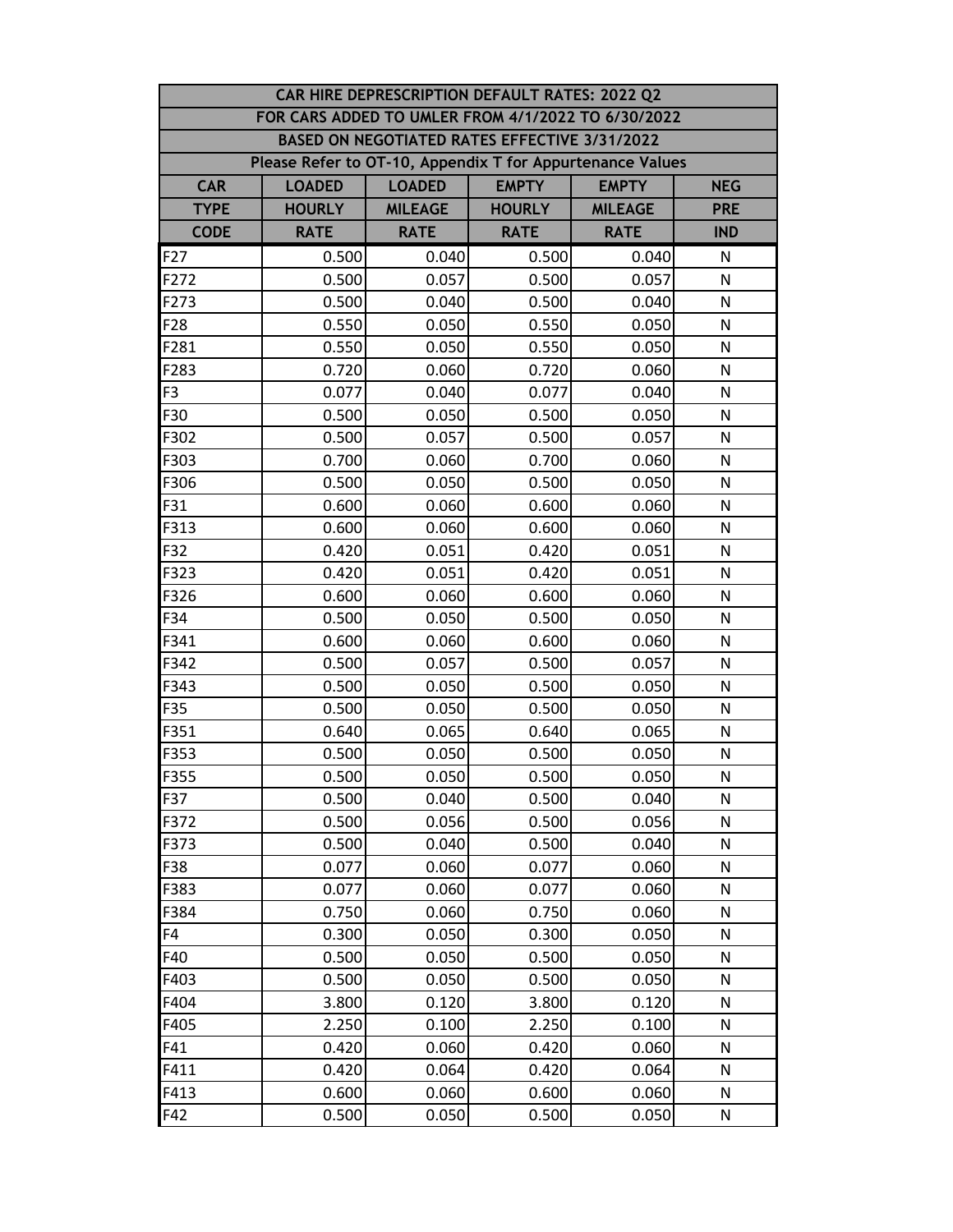| CAR HIRE DEPRESCRIPTION DEFAULT RATES: 2022 Q2 | | | | | |
|---|---|---|---|---|---|
| FOR CARS ADDED TO UMLER FROM 4/1/2022 TO 6/30/2022 | | | | | |
| BASED ON NEGOTIATED RATES EFFECTIVE 3/31/2022 | | | | | |
| Please Refer to OT-10, Appendix T for Appurtenance Values | | | | | |
| **CAR TYPE CODE** | **LOADED HOURLY RATE** | **LOADED MILEAGE RATE** | **EMPTY HOURLY RATE** | **EMPTY MILEAGE RATE** | **NEG PRE IND** |
| F27 | 0.500 | 0.040 | 0.500 | 0.040 | N |
| F272 | 0.500 | 0.057 | 0.500 | 0.057 | N |
| F273 | 0.500 | 0.040 | 0.500 | 0.040 | N |
| F28 | 0.550 | 0.050 | 0.550 | 0.050 | N |
| F281 | 0.550 | 0.050 | 0.550 | 0.050 | N |
| F283 | 0.720 | 0.060 | 0.720 | 0.060 | N |
| F3 | 0.077 | 0.040 | 0.077 | 0.040 | N |
| F30 | 0.500 | 0.050 | 0.500 | 0.050 | N |
| F302 | 0.500 | 0.057 | 0.500 | 0.057 | N |
| F303 | 0.700 | 0.060 | 0.700 | 0.060 | N |
| F306 | 0.500 | 0.050 | 0.500 | 0.050 | N |
| F31 | 0.600 | 0.060 | 0.600 | 0.060 | N |
| F313 | 0.600 | 0.060 | 0.600 | 0.060 | N |
| F32 | 0.420 | 0.051 | 0.420 | 0.051 | N |
| F323 | 0.420 | 0.051 | 0.420 | 0.051 | N |
| F326 | 0.600 | 0.060 | 0.600 | 0.060 | N |
| F34 | 0.500 | 0.050 | 0.500 | 0.050 | N |
| F341 | 0.600 | 0.060 | 0.600 | 0.060 | N |
| F342 | 0.500 | 0.057 | 0.500 | 0.057 | N |
| F343 | 0.500 | 0.050 | 0.500 | 0.050 | N |
| F35 | 0.500 | 0.050 | 0.500 | 0.050 | N |
| F351 | 0.640 | 0.065 | 0.640 | 0.065 | N |
| F353 | 0.500 | 0.050 | 0.500 | 0.050 | N |
| F355 | 0.500 | 0.050 | 0.500 | 0.050 | N |
| F37 | 0.500 | 0.040 | 0.500 | 0.040 | N |
| F372 | 0.500 | 0.056 | 0.500 | 0.056 | N |
| F373 | 0.500 | 0.040 | 0.500 | 0.040 | N |
| F38 | 0.077 | 0.060 | 0.077 | 0.060 | N |
| F383 | 0.077 | 0.060 | 0.077 | 0.060 | N |
| F384 | 0.750 | 0.060 | 0.750 | 0.060 | N |
| F4 | 0.300 | 0.050 | 0.300 | 0.050 | N |
| F40 | 0.500 | 0.050 | 0.500 | 0.050 | N |
| F403 | 0.500 | 0.050 | 0.500 | 0.050 | N |
| F404 | 3.800 | 0.120 | 3.800 | 0.120 | N |
| F405 | 2.250 | 0.100 | 2.250 | 0.100 | N |
| F41 | 0.420 | 0.060 | 0.420 | 0.060 | N |
| F411 | 0.420 | 0.064 | 0.420 | 0.064 | N |
| F413 | 0.600 | 0.060 | 0.600 | 0.060 | N |
| F42 | 0.500 | 0.050 | 0.500 | 0.050 | N |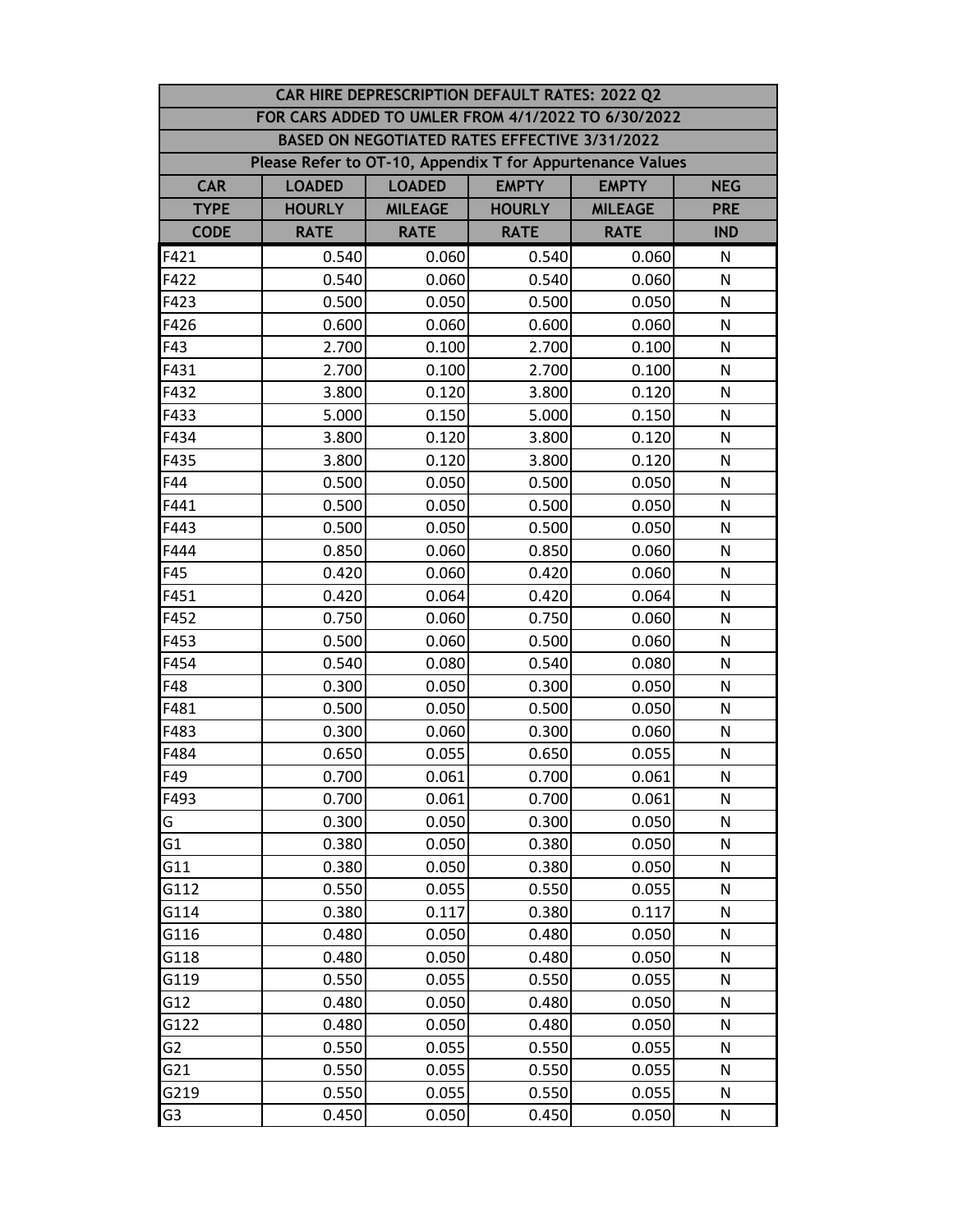| CAR HIRE DEPRESCRIPTION DEFAULT RATES: 2022 Q2 | | | | | |
|---|---|---|---|---|---|
| FOR CARS ADDED TO UMLER FROM 4/1/2022 TO 6/30/2022 | | | | | |
| BASED ON NEGOTIATED RATES EFFECTIVE 3/31/2022 | | | | | |
| Please Refer to OT-10, Appendix T for Appurtenance Values | | | | | |
| **CAR TYPE CODE** | **LOADED HOURLY RATE** | **LOADED MILEAGE RATE** | **EMPTY HOURLY RATE** | **EMPTY MILEAGE RATE** | **NEG PRE IND** |
| F421 | 0.540 | 0.060 | 0.540 | 0.060 | N |
| F422 | 0.540 | 0.060 | 0.540 | 0.060 | N |
| F423 | 0.500 | 0.050 | 0.500 | 0.050 | N |
| F426 | 0.600 | 0.060 | 0.600 | 0.060 | N |
| F43 | 2.700 | 0.100 | 2.700 | 0.100 | N |
| F431 | 2.700 | 0.100 | 2.700 | 0.100 | N |
| F432 | 3.800 | 0.120 | 3.800 | 0.120 | N |
| F433 | 5.000 | 0.150 | 5.000 | 0.150 | N |
| F434 | 3.800 | 0.120 | 3.800 | 0.120 | N |
| F435 | 3.800 | 0.120 | 3.800 | 0.120 | N |
| F44 | 0.500 | 0.050 | 0.500 | 0.050 | N |
| F441 | 0.500 | 0.050 | 0.500 | 0.050 | N |
| F443 | 0.500 | 0.050 | 0.500 | 0.050 | N |
| F444 | 0.850 | 0.060 | 0.850 | 0.060 | N |
| F45 | 0.420 | 0.060 | 0.420 | 0.060 | N |
| F451 | 0.420 | 0.064 | 0.420 | 0.064 | N |
| F452 | 0.750 | 0.060 | 0.750 | 0.060 | N |
| F453 | 0.500 | 0.060 | 0.500 | 0.060 | N |
| F454 | 0.540 | 0.080 | 0.540 | 0.080 | N |
| F48 | 0.300 | 0.050 | 0.300 | 0.050 | N |
| F481 | 0.500 | 0.050 | 0.500 | 0.050 | N |
| F483 | 0.300 | 0.060 | 0.300 | 0.060 | N |
| F484 | 0.650 | 0.055 | 0.650 | 0.055 | N |
| F49 | 0.700 | 0.061 | 0.700 | 0.061 | N |
| F493 | 0.700 | 0.061 | 0.700 | 0.061 | N |
| G | 0.300 | 0.050 | 0.300 | 0.050 | N |
| G1 | 0.380 | 0.050 | 0.380 | 0.050 | N |
| G11 | 0.380 | 0.050 | 0.380 | 0.050 | N |
| G112 | 0.550 | 0.055 | 0.550 | 0.055 | N |
| G114 | 0.380 | 0.117 | 0.380 | 0.117 | N |
| G116 | 0.480 | 0.050 | 0.480 | 0.050 | N |
| G118 | 0.480 | 0.050 | 0.480 | 0.050 | N |
| G119 | 0.550 | 0.055 | 0.550 | 0.055 | N |
| G12 | 0.480 | 0.050 | 0.480 | 0.050 | N |
| G122 | 0.480 | 0.050 | 0.480 | 0.050 | N |
| G2 | 0.550 | 0.055 | 0.550 | 0.055 | N |
| G21 | 0.550 | 0.055 | 0.550 | 0.055 | N |
| G219 | 0.550 | 0.055 | 0.550 | 0.055 | N |
| G3 | 0.450 | 0.050 | 0.450 | 0.050 | N |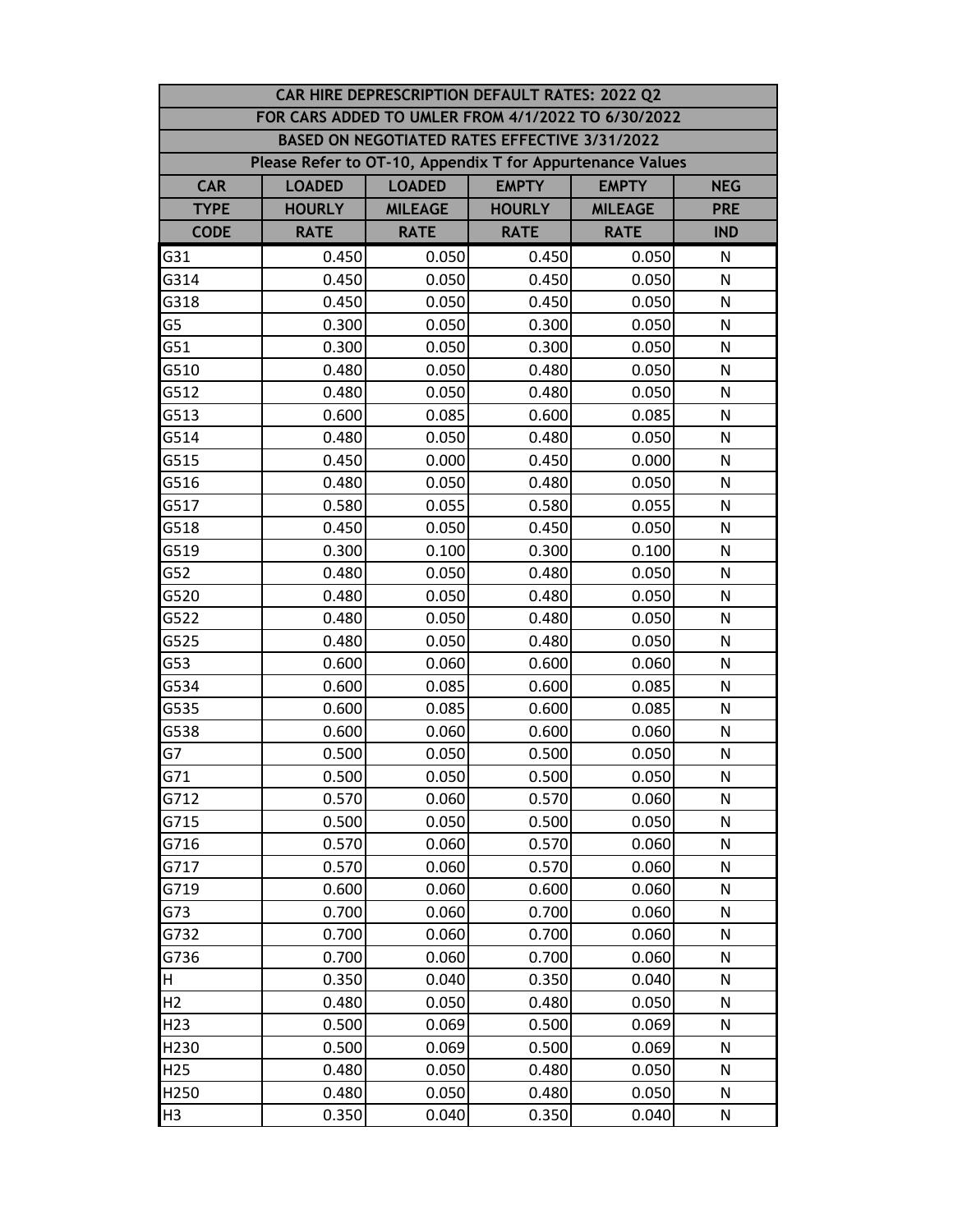| CAR HIRE DEPRESCRIPTION DEFAULT RATES: 2022 Q2 | | | | | |
|---|---|---|---|---|---|
| FOR CARS ADDED TO UMLER FROM 4/1/2022 TO 6/30/2022 | | | | | |
| BASED ON NEGOTIATED RATES EFFECTIVE 3/31/2022 | | | | | |
| Please Refer to OT-10, Appendix T for Appurtenance Values | | | | | |
| CAR TYPE CODE | LOADED HOURLY RATE | LOADED MILEAGE RATE | EMPTY HOURLY RATE | EMPTY MILEAGE RATE | NEG PRE IND |
| G31 | 0.450 | 0.050 | 0.450 | 0.050 | N |
| G314 | 0.450 | 0.050 | 0.450 | 0.050 | N |
| G318 | 0.450 | 0.050 | 0.450 | 0.050 | N |
| G5 | 0.300 | 0.050 | 0.300 | 0.050 | N |
| G51 | 0.300 | 0.050 | 0.300 | 0.050 | N |
| G510 | 0.480 | 0.050 | 0.480 | 0.050 | N |
| G512 | 0.480 | 0.050 | 0.480 | 0.050 | N |
| G513 | 0.600 | 0.085 | 0.600 | 0.085 | N |
| G514 | 0.480 | 0.050 | 0.480 | 0.050 | N |
| G515 | 0.450 | 0.000 | 0.450 | 0.000 | N |
| G516 | 0.480 | 0.050 | 0.480 | 0.050 | N |
| G517 | 0.580 | 0.055 | 0.580 | 0.055 | N |
| G518 | 0.450 | 0.050 | 0.450 | 0.050 | N |
| G519 | 0.300 | 0.100 | 0.300 | 0.100 | N |
| G52 | 0.480 | 0.050 | 0.480 | 0.050 | N |
| G520 | 0.480 | 0.050 | 0.480 | 0.050 | N |
| G522 | 0.480 | 0.050 | 0.480 | 0.050 | N |
| G525 | 0.480 | 0.050 | 0.480 | 0.050 | N |
| G53 | 0.600 | 0.060 | 0.600 | 0.060 | N |
| G534 | 0.600 | 0.085 | 0.600 | 0.085 | N |
| G535 | 0.600 | 0.085 | 0.600 | 0.085 | N |
| G538 | 0.600 | 0.060 | 0.600 | 0.060 | N |
| G7 | 0.500 | 0.050 | 0.500 | 0.050 | N |
| G71 | 0.500 | 0.050 | 0.500 | 0.050 | N |
| G712 | 0.570 | 0.060 | 0.570 | 0.060 | N |
| G715 | 0.500 | 0.050 | 0.500 | 0.050 | N |
| G716 | 0.570 | 0.060 | 0.570 | 0.060 | N |
| G717 | 0.570 | 0.060 | 0.570 | 0.060 | N |
| G719 | 0.600 | 0.060 | 0.600 | 0.060 | N |
| G73 | 0.700 | 0.060 | 0.700 | 0.060 | N |
| G732 | 0.700 | 0.060 | 0.700 | 0.060 | N |
| G736 | 0.700 | 0.060 | 0.700 | 0.060 | N |
| H | 0.350 | 0.040 | 0.350 | 0.040 | N |
| H2 | 0.480 | 0.050 | 0.480 | 0.050 | N |
| H23 | 0.500 | 0.069 | 0.500 | 0.069 | N |
| H230 | 0.500 | 0.069 | 0.500 | 0.069 | N |
| H25 | 0.480 | 0.050 | 0.480 | 0.050 | N |
| H250 | 0.480 | 0.050 | 0.480 | 0.050 | N |
| H3 | 0.350 | 0.040 | 0.350 | 0.040 | N |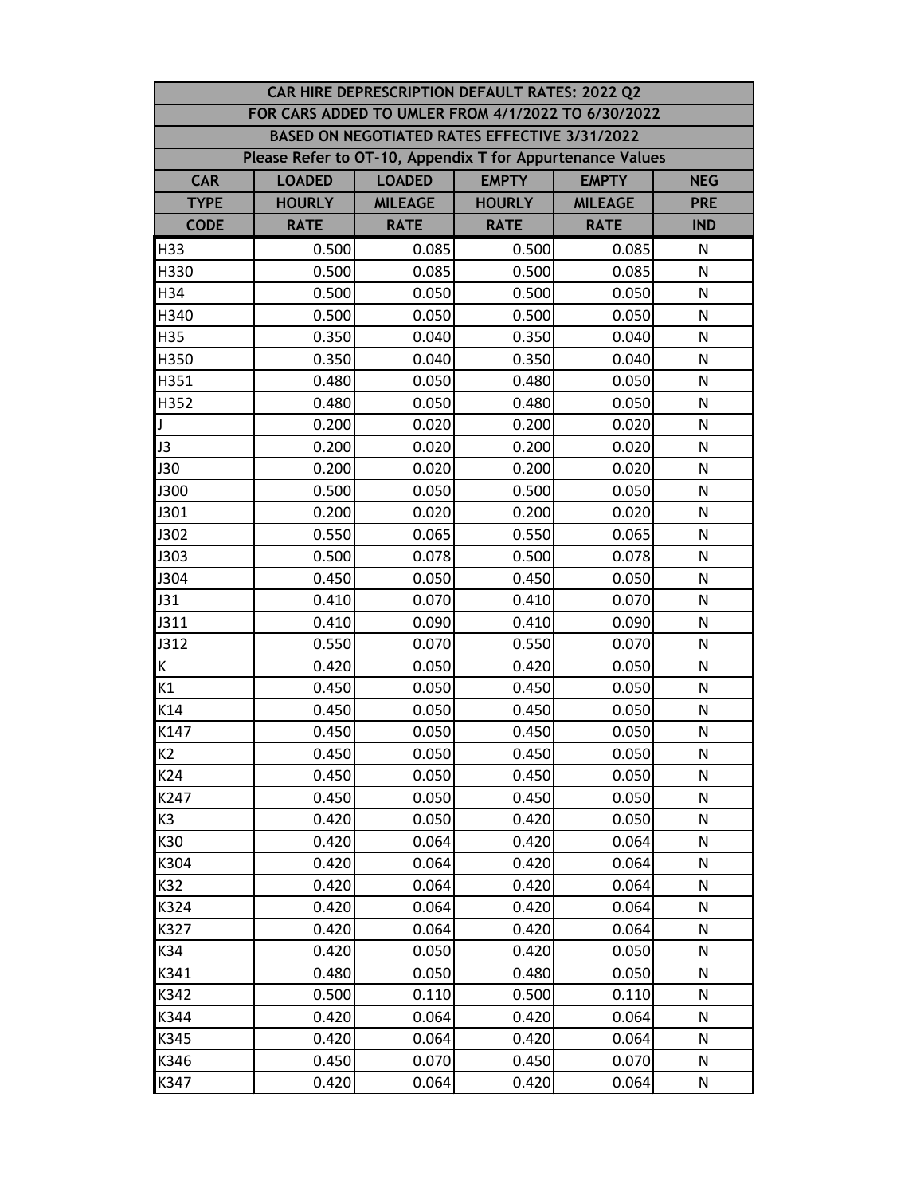| CAR HIRE DEPRESCRIPTION DEFAULT RATES: 2022 Q2 | | | | | |
|---|---|---|---|---|---|
| FOR CARS ADDED TO UMLER FROM 4/1/2022 TO 6/30/2022 | | | | | |
| BASED ON NEGOTIATED RATES EFFECTIVE 3/31/2022 | | | | | |
| Please Refer to OT-10, Appendix T for Appurtenance Values | | | | | |
| CAR TYPE CODE | LOADED HOURLY RATE | LOADED MILEAGE RATE | EMPTY HOURLY RATE | EMPTY MILEAGE RATE | NEG PRE IND |
| H33 | 0.500 | 0.085 | 0.500 | 0.085 | N |
| H330 | 0.500 | 0.085 | 0.500 | 0.085 | N |
| H34 | 0.500 | 0.050 | 0.500 | 0.050 | N |
| H340 | 0.500 | 0.050 | 0.500 | 0.050 | N |
| H35 | 0.350 | 0.040 | 0.350 | 0.040 | N |
| H350 | 0.350 | 0.040 | 0.350 | 0.040 | N |
| H351 | 0.480 | 0.050 | 0.480 | 0.050 | N |
| H352 | 0.480 | 0.050 | 0.480 | 0.050 | N |
| J | 0.200 | 0.020 | 0.200 | 0.020 | N |
| J3 | 0.200 | 0.020 | 0.200 | 0.020 | N |
| J30 | 0.200 | 0.020 | 0.200 | 0.020 | N |
| J300 | 0.500 | 0.050 | 0.500 | 0.050 | N |
| J301 | 0.200 | 0.020 | 0.200 | 0.020 | N |
| J302 | 0.550 | 0.065 | 0.550 | 0.065 | N |
| J303 | 0.500 | 0.078 | 0.500 | 0.078 | N |
| J304 | 0.450 | 0.050 | 0.450 | 0.050 | N |
| J31 | 0.410 | 0.070 | 0.410 | 0.070 | N |
| J311 | 0.410 | 0.090 | 0.410 | 0.090 | N |
| J312 | 0.550 | 0.070 | 0.550 | 0.070 | N |
| K | 0.420 | 0.050 | 0.420 | 0.050 | N |
| K1 | 0.450 | 0.050 | 0.450 | 0.050 | N |
| K14 | 0.450 | 0.050 | 0.450 | 0.050 | N |
| K147 | 0.450 | 0.050 | 0.450 | 0.050 | N |
| K2 | 0.450 | 0.050 | 0.450 | 0.050 | N |
| K24 | 0.450 | 0.050 | 0.450 | 0.050 | N |
| K247 | 0.450 | 0.050 | 0.450 | 0.050 | N |
| K3 | 0.420 | 0.050 | 0.420 | 0.050 | N |
| K30 | 0.420 | 0.064 | 0.420 | 0.064 | N |
| K304 | 0.420 | 0.064 | 0.420 | 0.064 | N |
| K32 | 0.420 | 0.064 | 0.420 | 0.064 | N |
| K324 | 0.420 | 0.064 | 0.420 | 0.064 | N |
| K327 | 0.420 | 0.064 | 0.420 | 0.064 | N |
| K34 | 0.420 | 0.050 | 0.420 | 0.050 | N |
| K341 | 0.480 | 0.050 | 0.480 | 0.050 | N |
| K342 | 0.500 | 0.110 | 0.500 | 0.110 | N |
| K344 | 0.420 | 0.064 | 0.420 | 0.064 | N |
| K345 | 0.420 | 0.064 | 0.420 | 0.064 | N |
| K346 | 0.450 | 0.070 | 0.450 | 0.070 | N |
| K347 | 0.420 | 0.064 | 0.420 | 0.064 | N |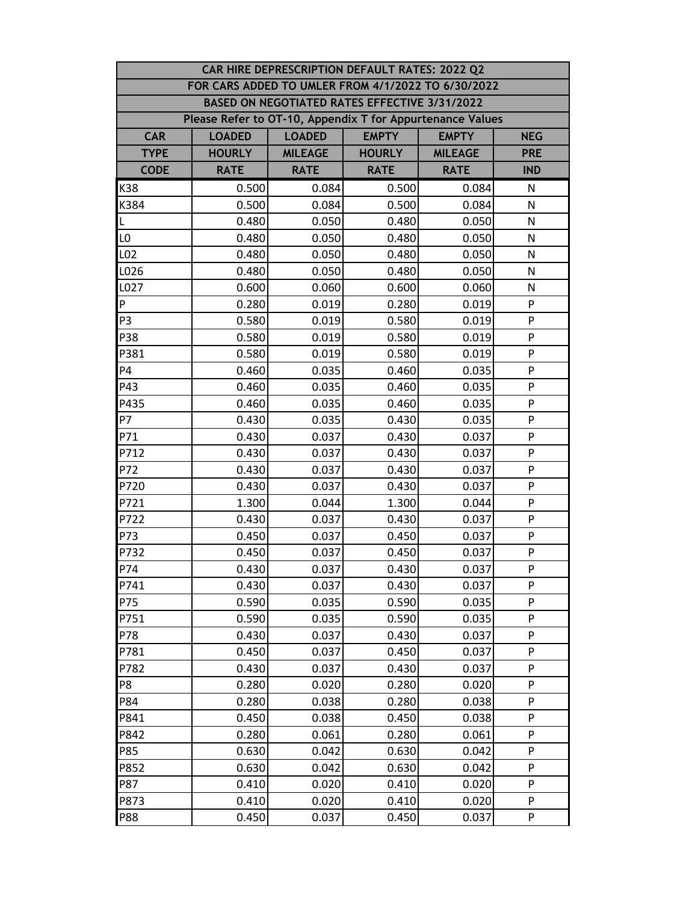| CAR HIRE DEPRESCRIPTION DEFAULT RATES: 2022 Q2 | | | | | |
|---|---|---|---|---|---|
| FOR CARS ADDED TO UMLER FROM 4/1/2022 TO 6/30/2022 | | | | | |
| BASED ON NEGOTIATED RATES EFFECTIVE 3/31/2022 | | | | | |
| Please Refer to OT-10, Appendix T for Appurtenance Values | | | | | |
| **CAR TYPE CODE** | **LOADED HOURLY RATE** | **LOADED MILEAGE RATE** | **EMPTY HOURLY RATE** | **EMPTY MILEAGE RATE** | **NEG PRE IND** |
| K38 | 0.500 | 0.084 | 0.500 | 0.084 | N |
| K384 | 0.500 | 0.084 | 0.500 | 0.084 | N |
| L | 0.480 | 0.050 | 0.480 | 0.050 | N |
| L0 | 0.480 | 0.050 | 0.480 | 0.050 | N |
| L02 | 0.480 | 0.050 | 0.480 | 0.050 | N |
| L026 | 0.480 | 0.050 | 0.480 | 0.050 | N |
| L027 | 0.600 | 0.060 | 0.600 | 0.060 | N |
| P | 0.280 | 0.019 | 0.280 | 0.019 | P |
| P3 | 0.580 | 0.019 | 0.580 | 0.019 | P |
| P38 | 0.580 | 0.019 | 0.580 | 0.019 | P |
| P381 | 0.580 | 0.019 | 0.580 | 0.019 | P |
| P4 | 0.460 | 0.035 | 0.460 | 0.035 | P |
| P43 | 0.460 | 0.035 | 0.460 | 0.035 | P |
| P435 | 0.460 | 0.035 | 0.460 | 0.035 | P |
| P7 | 0.430 | 0.035 | 0.430 | 0.035 | P |
| P71 | 0.430 | 0.037 | 0.430 | 0.037 | P |
| P712 | 0.430 | 0.037 | 0.430 | 0.037 | P |
| P72 | 0.430 | 0.037 | 0.430 | 0.037 | P |
| P720 | 0.430 | 0.037 | 0.430 | 0.037 | P |
| P721 | 1.300 | 0.044 | 1.300 | 0.044 | P |
| P722 | 0.430 | 0.037 | 0.430 | 0.037 | P |
| P73 | 0.450 | 0.037 | 0.450 | 0.037 | P |
| P732 | 0.450 | 0.037 | 0.450 | 0.037 | P |
| P74 | 0.430 | 0.037 | 0.430 | 0.037 | P |
| P741 | 0.430 | 0.037 | 0.430 | 0.037 | P |
| P75 | 0.590 | 0.035 | 0.590 | 0.035 | P |
| P751 | 0.590 | 0.035 | 0.590 | 0.035 | P |
| P78 | 0.430 | 0.037 | 0.430 | 0.037 | P |
| P781 | 0.450 | 0.037 | 0.450 | 0.037 | P |
| P782 | 0.430 | 0.037 | 0.430 | 0.037 | P |
| P8 | 0.280 | 0.020 | 0.280 | 0.020 | P |
| P84 | 0.280 | 0.038 | 0.280 | 0.038 | P |
| P841 | 0.450 | 0.038 | 0.450 | 0.038 | P |
| P842 | 0.280 | 0.061 | 0.280 | 0.061 | P |
| P85 | 0.630 | 0.042 | 0.630 | 0.042 | P |
| P852 | 0.630 | 0.042 | 0.630 | 0.042 | P |
| P87 | 0.410 | 0.020 | 0.410 | 0.020 | P |
| P873 | 0.410 | 0.020 | 0.410 | 0.020 | P |
| P88 | 0.450 | 0.037 | 0.450 | 0.037 | P |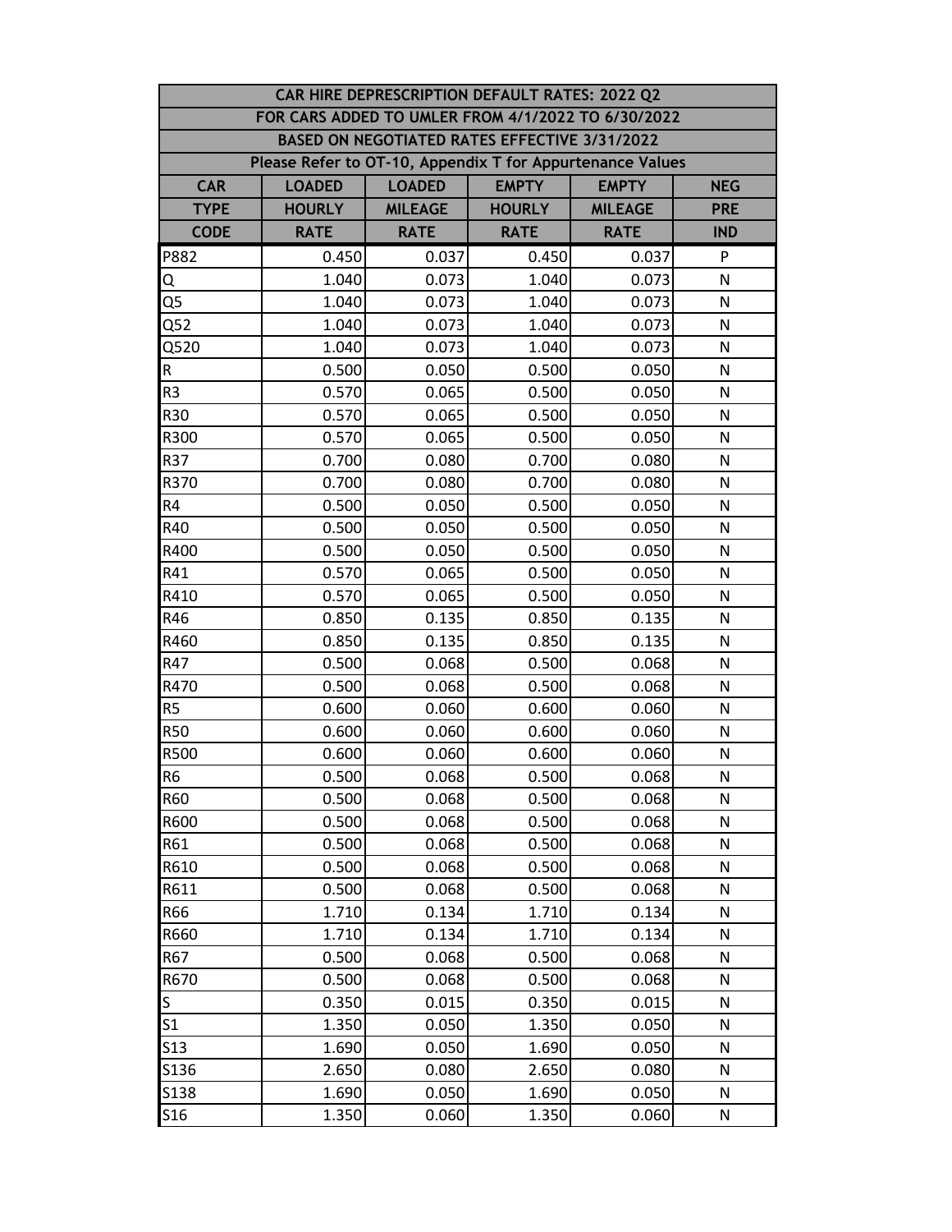| CAR HIRE DEPRESCRIPTION DEFAULT RATES: 2022 Q2 | | | | | |
|---|---|---|---|---|---|
| FOR CARS ADDED TO UMLER FROM 4/1/2022 TO 6/30/2022 | | | | | |
| BASED ON NEGOTIATED RATES EFFECTIVE 3/31/2022 | | | | | |
| Please Refer to OT-10, Appendix T for Appurtenance Values | | | | | |
| **CAR TYPE CODE** | **LOADED HOURLY RATE** | **LOADED MILEAGE RATE** | **EMPTY HOURLY RATE** | **EMPTY MILEAGE RATE** | **NEG PRE IND** |
| P882 | 0.450 | 0.037 | 0.450 | 0.037 | P |
| Q | 1.040 | 0.073 | 1.040 | 0.073 | N |
| Q5 | 1.040 | 0.073 | 1.040 | 0.073 | N |
| Q52 | 1.040 | 0.073 | 1.040 | 0.073 | N |
| Q520 | 1.040 | 0.073 | 1.040 | 0.073 | N |
| R | 0.500 | 0.050 | 0.500 | 0.050 | N |
| R3 | 0.570 | 0.065 | 0.500 | 0.050 | N |
| R30 | 0.570 | 0.065 | 0.500 | 0.050 | N |
| R300 | 0.570 | 0.065 | 0.500 | 0.050 | N |
| R37 | 0.700 | 0.080 | 0.700 | 0.080 | N |
| R370 | 0.700 | 0.080 | 0.700 | 0.080 | N |
| R4 | 0.500 | 0.050 | 0.500 | 0.050 | N |
| R40 | 0.500 | 0.050 | 0.500 | 0.050 | N |
| R400 | 0.500 | 0.050 | 0.500 | 0.050 | N |
| R41 | 0.570 | 0.065 | 0.500 | 0.050 | N |
| R410 | 0.570 | 0.065 | 0.500 | 0.050 | N |
| R46 | 0.850 | 0.135 | 0.850 | 0.135 | N |
| R460 | 0.850 | 0.135 | 0.850 | 0.135 | N |
| R47 | 0.500 | 0.068 | 0.500 | 0.068 | N |
| R470 | 0.500 | 0.068 | 0.500 | 0.068 | N |
| R5 | 0.600 | 0.060 | 0.600 | 0.060 | N |
| R50 | 0.600 | 0.060 | 0.600 | 0.060 | N |
| R500 | 0.600 | 0.060 | 0.600 | 0.060 | N |
| R6 | 0.500 | 0.068 | 0.500 | 0.068 | N |
| R60 | 0.500 | 0.068 | 0.500 | 0.068 | N |
| R600 | 0.500 | 0.068 | 0.500 | 0.068 | N |
| R61 | 0.500 | 0.068 | 0.500 | 0.068 | N |
| R610 | 0.500 | 0.068 | 0.500 | 0.068 | N |
| R611 | 0.500 | 0.068 | 0.500 | 0.068 | N |
| R66 | 1.710 | 0.134 | 1.710 | 0.134 | N |
| R660 | 1.710 | 0.134 | 1.710 | 0.134 | N |
| R67 | 0.500 | 0.068 | 0.500 | 0.068 | N |
| R670 | 0.500 | 0.068 | 0.500 | 0.068 | N |
| S | 0.350 | 0.015 | 0.350 | 0.015 | N |
| S1 | 1.350 | 0.050 | 1.350 | 0.050 | N |
| S13 | 1.690 | 0.050 | 1.690 | 0.050 | N |
| S136 | 2.650 | 0.080 | 2.650 | 0.080 | N |
| S138 | 1.690 | 0.050 | 1.690 | 0.050 | N |
| S16 | 1.350 | 0.060 | 1.350 | 0.060 | N |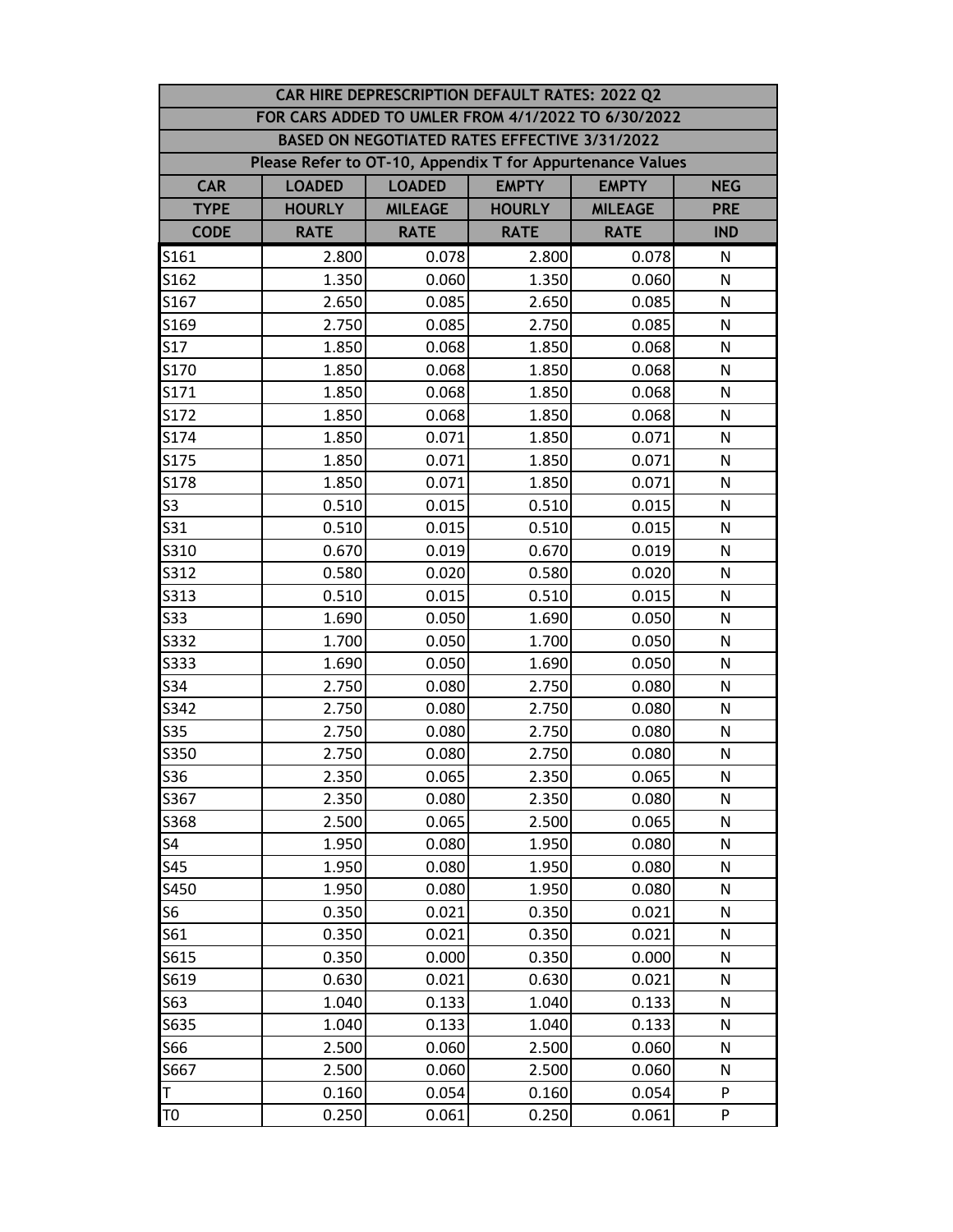| CAR HIRE DEPRESCRIPTION DEFAULT RATES: 2022 Q2 | | | | | |
|---|---|---|---|---|---|
| FOR CARS ADDED TO UMLER FROM 4/1/2022 TO 6/30/2022 | | | | | |
| BASED ON NEGOTIATED RATES EFFECTIVE 3/31/2022 | | | | | |
| Please Refer to OT-10, Appendix T for Appurtenance Values | | | | | |
| **CAR TYPE CODE** | **LOADED HOURLY RATE** | **LOADED MILEAGE RATE** | **EMPTY HOURLY RATE** | **EMPTY MILEAGE RATE** | **NEG PRE IND** |
| S161 | 2.800 | 0.078 | 2.800 | 0.078 | N |
| S162 | 1.350 | 0.060 | 1.350 | 0.060 | N |
| S167 | 2.650 | 0.085 | 2.650 | 0.085 | N |
| S169 | 2.750 | 0.085 | 2.750 | 0.085 | N |
| S17 | 1.850 | 0.068 | 1.850 | 0.068 | N |
| S170 | 1.850 | 0.068 | 1.850 | 0.068 | N |
| S171 | 1.850 | 0.068 | 1.850 | 0.068 | N |
| S172 | 1.850 | 0.068 | 1.850 | 0.068 | N |
| S174 | 1.850 | 0.071 | 1.850 | 0.071 | N |
| S175 | 1.850 | 0.071 | 1.850 | 0.071 | N |
| S178 | 1.850 | 0.071 | 1.850 | 0.071 | N |
| S3 | 0.510 | 0.015 | 0.510 | 0.015 | N |
| S31 | 0.510 | 0.015 | 0.510 | 0.015 | N |
| S310 | 0.670 | 0.019 | 0.670 | 0.019 | N |
| S312 | 0.580 | 0.020 | 0.580 | 0.020 | N |
| S313 | 0.510 | 0.015 | 0.510 | 0.015 | N |
| S33 | 1.690 | 0.050 | 1.690 | 0.050 | N |
| S332 | 1.700 | 0.050 | 1.700 | 0.050 | N |
| S333 | 1.690 | 0.050 | 1.690 | 0.050 | N |
| S34 | 2.750 | 0.080 | 2.750 | 0.080 | N |
| S342 | 2.750 | 0.080 | 2.750 | 0.080 | N |
| S35 | 2.750 | 0.080 | 2.750 | 0.080 | N |
| S350 | 2.750 | 0.080 | 2.750 | 0.080 | N |
| S36 | 2.350 | 0.065 | 2.350 | 0.065 | N |
| S367 | 2.350 | 0.080 | 2.350 | 0.080 | N |
| S368 | 2.500 | 0.065 | 2.500 | 0.065 | N |
| S4 | 1.950 | 0.080 | 1.950 | 0.080 | N |
| S45 | 1.950 | 0.080 | 1.950 | 0.080 | N |
| S450 | 1.950 | 0.080 | 1.950 | 0.080 | N |
| S6 | 0.350 | 0.021 | 0.350 | 0.021 | N |
| S61 | 0.350 | 0.021 | 0.350 | 0.021 | N |
| S615 | 0.350 | 0.000 | 0.350 | 0.000 | N |
| S619 | 0.630 | 0.021 | 0.630 | 0.021 | N |
| S63 | 1.040 | 0.133 | 1.040 | 0.133 | N |
| S635 | 1.040 | 0.133 | 1.040 | 0.133 | N |
| S66 | 2.500 | 0.060 | 2.500 | 0.060 | N |
| S667 | 2.500 | 0.060 | 2.500 | 0.060 | N |
| T | 0.160 | 0.054 | 0.160 | 0.054 | P |
| T0 | 0.250 | 0.061 | 0.250 | 0.061 | P |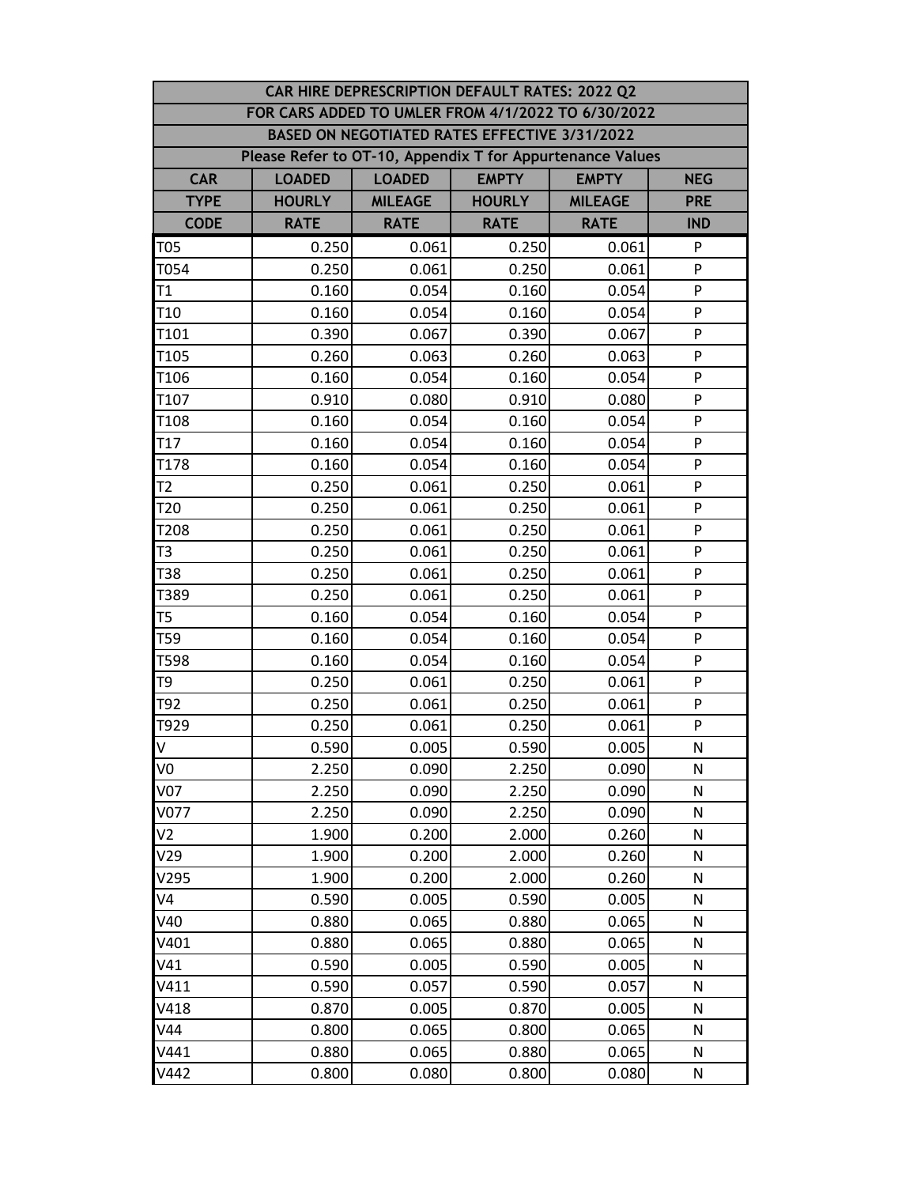| CAR HIRE DEPRESCRIPTION DEFAULT RATES: 2022 Q2 | | | | | |
|---|---|---|---|---|---|
| FOR CARS ADDED TO UMLER FROM 4/1/2022 TO 6/30/2022 | | | | | |
| BASED ON NEGOTIATED RATES EFFECTIVE 3/31/2022 | | | | | |
| Please Refer to OT-10, Appendix T for Appurtenance Values | | | | | |
| **CAR TYPE CODE** | **LOADED HOURLY RATE** | **LOADED MILEAGE RATE** | **EMPTY HOURLY RATE** | **EMPTY MILEAGE RATE** | **NEG PRE IND** |
| T05 | 0.250 | 0.061 | 0.250 | 0.061 | P |
| T054 | 0.250 | 0.061 | 0.250 | 0.061 | P |
| T1 | 0.160 | 0.054 | 0.160 | 0.054 | P |
| T10 | 0.160 | 0.054 | 0.160 | 0.054 | P |
| T101 | 0.390 | 0.067 | 0.390 | 0.067 | P |
| T105 | 0.260 | 0.063 | 0.260 | 0.063 | P |
| T106 | 0.160 | 0.054 | 0.160 | 0.054 | P |
| T107 | 0.910 | 0.080 | 0.910 | 0.080 | P |
| T108 | 0.160 | 0.054 | 0.160 | 0.054 | P |
| T17 | 0.160 | 0.054 | 0.160 | 0.054 | P |
| T178 | 0.160 | 0.054 | 0.160 | 0.054 | P |
| T2 | 0.250 | 0.061 | 0.250 | 0.061 | P |
| T20 | 0.250 | 0.061 | 0.250 | 0.061 | P |
| T208 | 0.250 | 0.061 | 0.250 | 0.061 | P |
| T3 | 0.250 | 0.061 | 0.250 | 0.061 | P |
| T38 | 0.250 | 0.061 | 0.250 | 0.061 | P |
| T389 | 0.250 | 0.061 | 0.250 | 0.061 | P |
| T5 | 0.160 | 0.054 | 0.160 | 0.054 | P |
| T59 | 0.160 | 0.054 | 0.160 | 0.054 | P |
| T598 | 0.160 | 0.054 | 0.160 | 0.054 | P |
| T9 | 0.250 | 0.061 | 0.250 | 0.061 | P |
| T92 | 0.250 | 0.061 | 0.250 | 0.061 | P |
| T929 | 0.250 | 0.061 | 0.250 | 0.061 | P |
| V | 0.590 | 0.005 | 0.590 | 0.005 | N |
| V0 | 2.250 | 0.090 | 2.250 | 0.090 | N |
| V07 | 2.250 | 0.090 | 2.250 | 0.090 | N |
| V077 | 2.250 | 0.090 | 2.250 | 0.090 | N |
| V2 | 1.900 | 0.200 | 2.000 | 0.260 | N |
| V29 | 1.900 | 0.200 | 2.000 | 0.260 | N |
| V295 | 1.900 | 0.200 | 2.000 | 0.260 | N |
| V4 | 0.590 | 0.005 | 0.590 | 0.005 | N |
| V40 | 0.880 | 0.065 | 0.880 | 0.065 | N |
| V401 | 0.880 | 0.065 | 0.880 | 0.065 | N |
| V41 | 0.590 | 0.005 | 0.590 | 0.005 | N |
| V411 | 0.590 | 0.057 | 0.590 | 0.057 | N |
| V418 | 0.870 | 0.005 | 0.870 | 0.005 | N |
| V44 | 0.800 | 0.065 | 0.800 | 0.065 | N |
| V441 | 0.880 | 0.065 | 0.880 | 0.065 | N |
| V442 | 0.800 | 0.080 | 0.800 | 0.080 | N |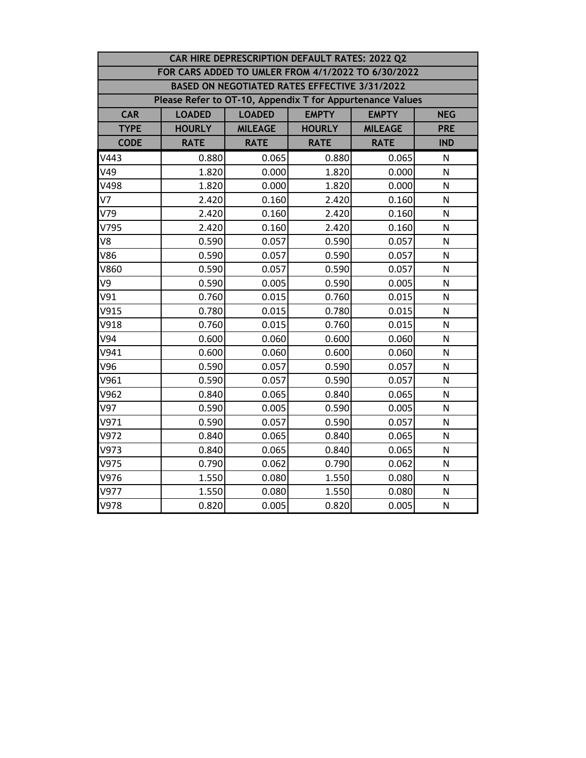| CAR HIRE DEPRESCRIPTION DEFAULT RATES: 2022 Q2 | | | | | |
|---|---|---|---|---|---|
| FOR CARS ADDED TO UMLER FROM 4/1/2022 TO 6/30/2022 | | | | | |
| BASED ON NEGOTIATED RATES EFFECTIVE 3/31/2022 | | | | | |
| Please Refer to OT-10, Appendix T for Appurtenance Values | | | | | |
| CAR TYPE CODE | LOADED HOURLY RATE | LOADED MILEAGE RATE | EMPTY HOURLY RATE | EMPTY MILEAGE RATE | NEG PRE IND |
| V443 | 0.880 | 0.065 | 0.880 | 0.065 | N |
| V49 | 1.820 | 0.000 | 1.820 | 0.000 | N |
| V498 | 1.820 | 0.000 | 1.820 | 0.000 | N |
| V7 | 2.420 | 0.160 | 2.420 | 0.160 | N |
| V79 | 2.420 | 0.160 | 2.420 | 0.160 | N |
| V795 | 2.420 | 0.160 | 2.420 | 0.160 | N |
| V8 | 0.590 | 0.057 | 0.590 | 0.057 | N |
| V86 | 0.590 | 0.057 | 0.590 | 0.057 | N |
| V860 | 0.590 | 0.057 | 0.590 | 0.057 | N |
| V9 | 0.590 | 0.005 | 0.590 | 0.005 | N |
| V91 | 0.760 | 0.015 | 0.760 | 0.015 | N |
| V915 | 0.780 | 0.015 | 0.780 | 0.015 | N |
| V918 | 0.760 | 0.015 | 0.760 | 0.015 | N |
| V94 | 0.600 | 0.060 | 0.600 | 0.060 | N |
| V941 | 0.600 | 0.060 | 0.600 | 0.060 | N |
| V96 | 0.590 | 0.057 | 0.590 | 0.057 | N |
| V961 | 0.590 | 0.057 | 0.590 | 0.057 | N |
| V962 | 0.840 | 0.065 | 0.840 | 0.065 | N |
| V97 | 0.590 | 0.005 | 0.590 | 0.005 | N |
| V971 | 0.590 | 0.057 | 0.590 | 0.057 | N |
| V972 | 0.840 | 0.065 | 0.840 | 0.065 | N |
| V973 | 0.840 | 0.065 | 0.840 | 0.065 | N |
| V975 | 0.790 | 0.062 | 0.790 | 0.062 | N |
| V976 | 1.550 | 0.080 | 1.550 | 0.080 | N |
| V977 | 1.550 | 0.080 | 1.550 | 0.080 | N |
| V978 | 0.820 | 0.005 | 0.820 | 0.005 | N |